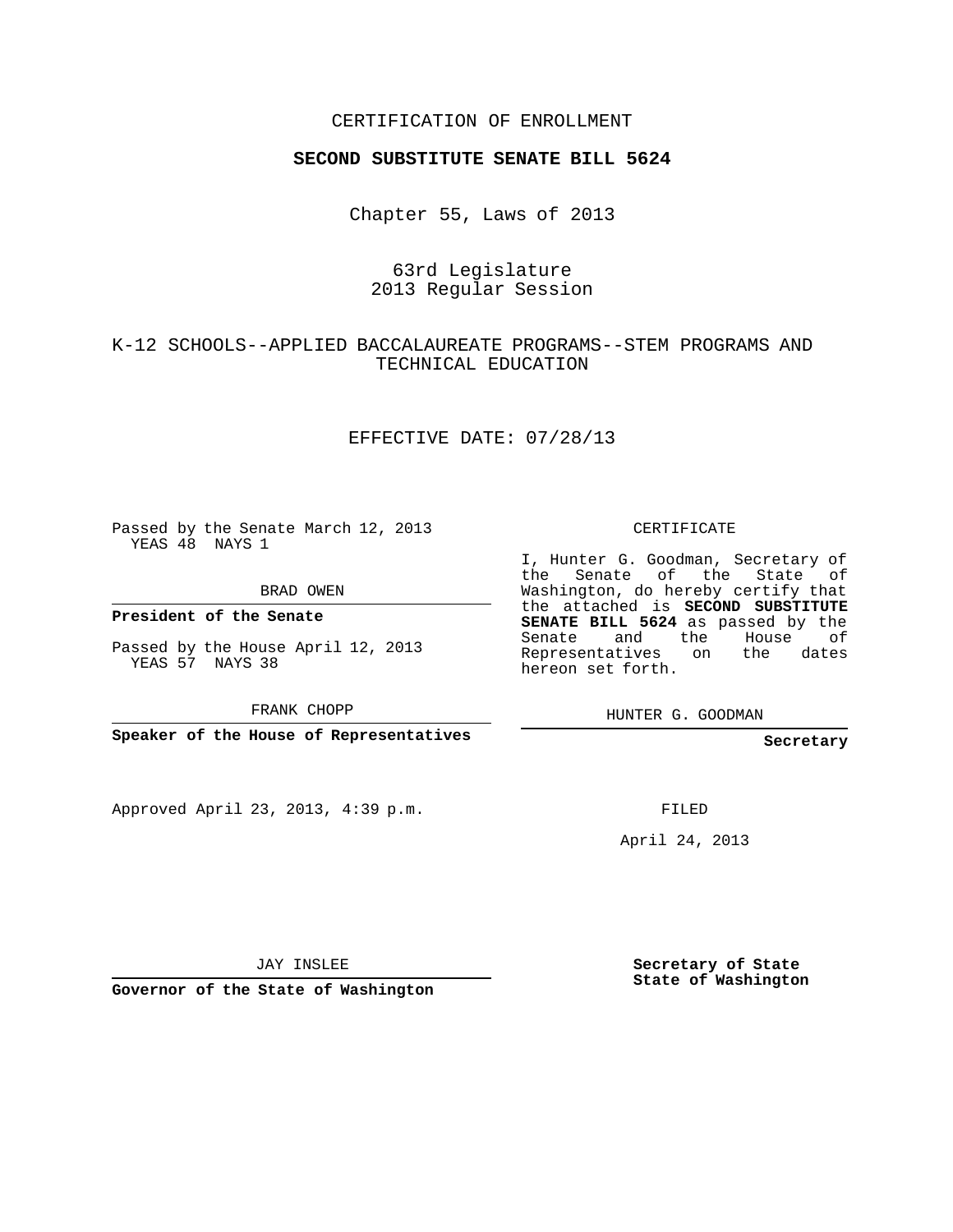CERTIFICATION OF ENROLLMENT

**SECOND SUBSTITUTE SENATE BILL 5624**

Chapter 55, Laws of 2013

63rd Legislature
2013 Regular Session

K-12 SCHOOLS--APPLIED BACCALAUREATE PROGRAMS--STEM PROGRAMS AND TECHNICAL EDUCATION

EFFECTIVE DATE: 07/28/13

Passed by the Senate March 12, 2013
YEAS 48 NAYS 1

BRAD OWEN

**President of the Senate**

Passed by the House April 12, 2013
YEAS 57 NAYS 38

FRANK CHOPP

**Speaker of the House of Representatives**

Approved April 23, 2013, 4:39 p.m.

JAY INSLEE

**Governor of the State of Washington**

CERTIFICATE

I, Hunter G. Goodman, Secretary of the Senate of the State of Washington, do hereby certify that the attached is **SECOND SUBSTITUTE SENATE BILL 5624** as passed by the Senate and the House of Representatives on the dates hereon set forth.

HUNTER G. GOODMAN

**Secretary**

FILED

April 24, 2013

**Secretary of State**
**State of Washington**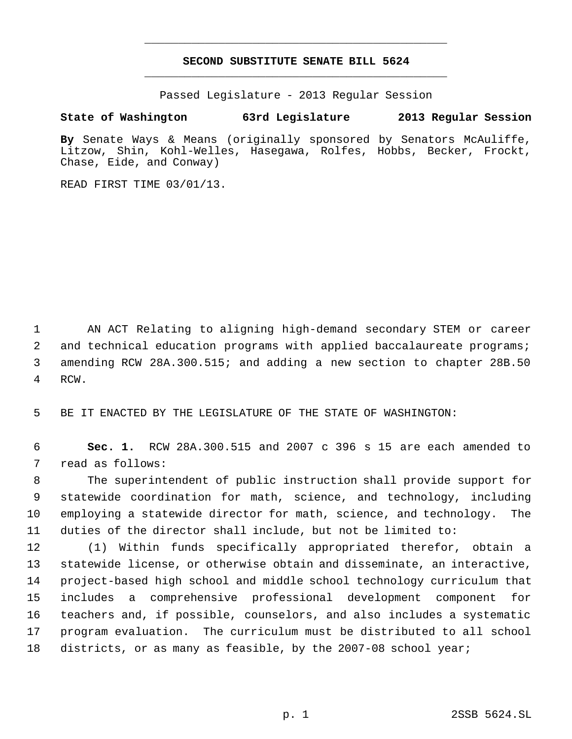# SECOND SUBSTITUTE SENATE BILL 5624

Passed Legislature - 2013 Regular Session

**State of Washington 63rd Legislature 2013 Regular Session**

**By** Senate Ways & Means (originally sponsored by Senators McAuliffe, Litzow, Shin, Kohl-Welles, Hasegawa, Rolfes, Hobbs, Becker, Frockt, Chase, Eide, and Conway)

READ FIRST TIME 03/01/13.

AN ACT Relating to aligning high-demand secondary STEM or career and technical education programs with applied baccalaureate programs; amending RCW 28A.300.515; and adding a new section to chapter 28B.50 RCW.

BE IT ENACTED BY THE LEGISLATURE OF THE STATE OF WASHINGTON:

**Sec. 1.** RCW 28A.300.515 and 2007 c 396 s 15 are each amended to read as follows:

The superintendent of public instruction shall provide support for statewide coordination for math, science, and technology, including employing a statewide director for math, science, and technology. The duties of the director shall include, but not be limited to:

(1) Within funds specifically appropriated therefor, obtain a statewide license, or otherwise obtain and disseminate, an interactive, project-based high school and middle school technology curriculum that includes a comprehensive professional development component for teachers and, if possible, counselors, and also includes a systematic program evaluation. The curriculum must be distributed to all school districts, or as many as feasible, by the 2007-08 school year;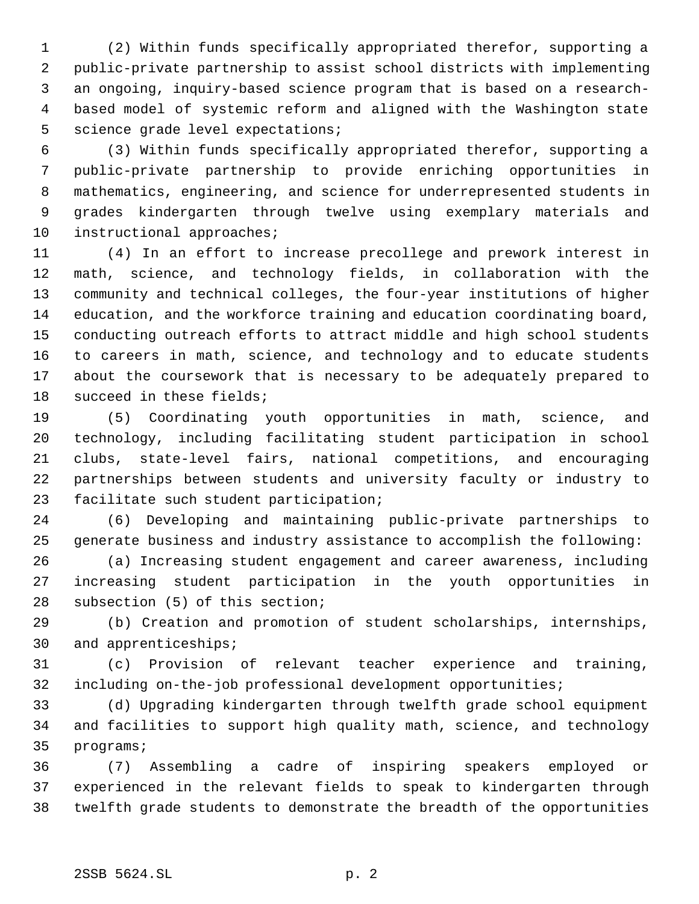(2) Within funds specifically appropriated therefor, supporting a public-private partnership to assist school districts with implementing an ongoing, inquiry-based science program that is based on a research-based model of systemic reform and aligned with the Washington state science grade level expectations;

(3) Within funds specifically appropriated therefor, supporting a public-private partnership to provide enriching opportunities in mathematics, engineering, and science for underrepresented students in grades kindergarten through twelve using exemplary materials and instructional approaches;

(4) In an effort to increase precollege and prework interest in math, science, and technology fields, in collaboration with the community and technical colleges, the four-year institutions of higher education, and the workforce training and education coordinating board, conducting outreach efforts to attract middle and high school students to careers in math, science, and technology and to educate students about the coursework that is necessary to be adequately prepared to succeed in these fields;

(5) Coordinating youth opportunities in math, science, and technology, including facilitating student participation in school clubs, state-level fairs, national competitions, and encouraging partnerships between students and university faculty or industry to facilitate such student participation;

(6) Developing and maintaining public-private partnerships to generate business and industry assistance to accomplish the following:

(a) Increasing student engagement and career awareness, including increasing student participation in the youth opportunities in subsection (5) of this section;

(b) Creation and promotion of student scholarships, internships, and apprenticeships;

(c) Provision of relevant teacher experience and training, including on-the-job professional development opportunities;

(d) Upgrading kindergarten through twelfth grade school equipment and facilities to support high quality math, science, and technology programs;

(7) Assembling a cadre of inspiring speakers employed or experienced in the relevant fields to speak to kindergarten through twelfth grade students to demonstrate the breadth of the opportunities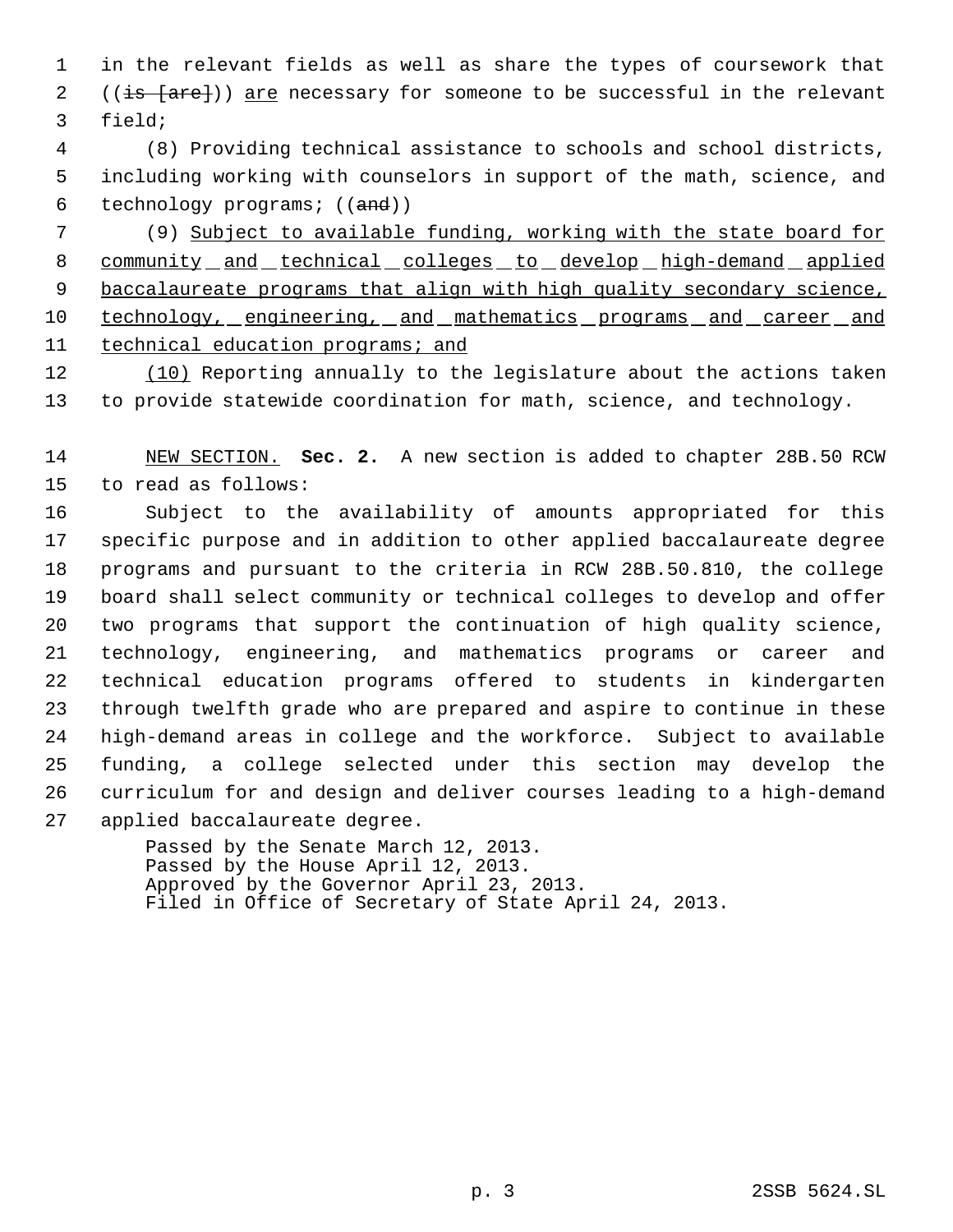in the relevant fields as well as share the types of coursework that ((~~is [are]~~)) <u>are</u> necessary for someone to be successful in the relevant field;

(8) Providing technical assistance to schools and school districts, including working with counselors in support of the math, science, and technology programs; ((~~and~~))

(9) <u>Subject to available funding, working with the state board for community and technical colleges to develop high-demand applied baccalaureate programs that align with high quality secondary science, technology, engineering, and mathematics programs and career and technical education programs; and</u>

<u>(10)</u> Reporting annually to the legislature about the actions taken to provide statewide coordination for math, science, and technology.

<u>NEW SECTION.</u> **Sec. 2.** A new section is added to chapter 28B.50 RCW to read as follows:

Subject to the availability of amounts appropriated for this specific purpose and in addition to other applied baccalaureate degree programs and pursuant to the criteria in RCW 28B.50.810, the college board shall select community or technical colleges to develop and offer two programs that support the continuation of high quality science, technology, engineering, and mathematics programs or career and technical education programs offered to students in kindergarten through twelfth grade who are prepared and aspire to continue in these high-demand areas in college and the workforce. Subject to available funding, a college selected under this section may develop the curriculum for and design and deliver courses leading to a high-demand applied baccalaureate degree.

Passed by the Senate March 12, 2013.
Passed by the House April 12, 2013.
Approved by the Governor April 23, 2013.
Filed in Office of Secretary of State April 24, 2013.